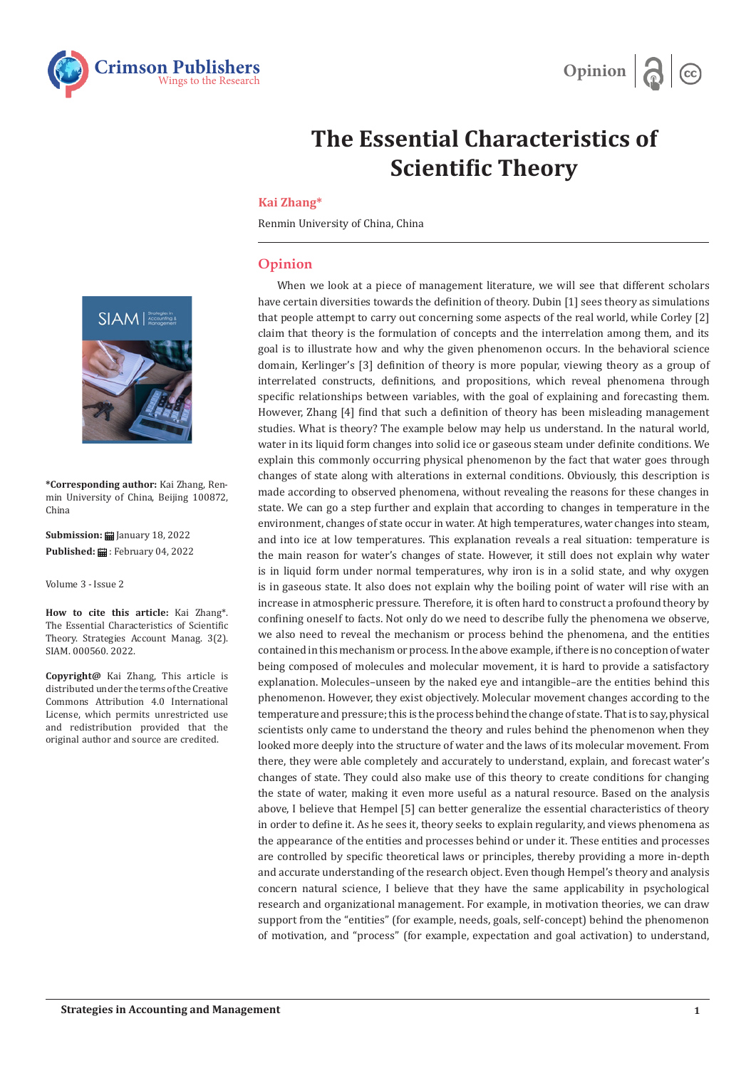# The Essential Characteristics of Scientific Theory

**Kai Zhang***

Renmin University of China, China

***Corresponding author:** Kai Zhang, Renmin University of China, Beijing 100872, China

**Submission:** January 18, 2022

**Published:** February 04, 2022

Volume 3 - Issue 2

**How to cite this article:** Kai Zhang*. The Essential Characteristics of Scientific Theory. Strategies Account Manag. 3(2). SIAM. 000560. 2022.

**Copyright@** Kai Zhang, This article is distributed under the terms of the Creative Commons Attribution 4.0 International License, which permits unrestricted use and redistribution provided that the original author and source are credited.

## Opinion

When we look at a piece of management literature, we will see that different scholars have certain diversities towards the definition of theory. Dubin [1] sees theory as simulations that people attempt to carry out concerning some aspects of the real world, while Corley [2] claim that theory is the formulation of concepts and the interrelation among them, and its goal is to illustrate how and why the given phenomenon occurs. In the behavioral science domain, Kerlinger's [3] definition of theory is more popular, viewing theory as a group of interrelated constructs, definitions, and propositions, which reveal phenomena through specific relationships between variables, with the goal of explaining and forecasting them. However, Zhang [4] find that such a definition of theory has been misleading management studies. What is theory? The example below may help us understand. In the natural world, water in its liquid form changes into solid ice or gaseous steam under definite conditions. We explain this commonly occurring physical phenomenon by the fact that water goes through changes of state along with alterations in external conditions. Obviously, this description is made according to observed phenomena, without revealing the reasons for these changes in state. We can go a step further and explain that according to changes in temperature in the environment, changes of state occur in water. At high temperatures, water changes into steam, and into ice at low temperatures. This explanation reveals a real situation: temperature is the main reason for water's changes of state. However, it still does not explain why water is in liquid form under normal temperatures, why iron is in a solid state, and why oxygen is in gaseous state. It also does not explain why the boiling point of water will rise with an increase in atmospheric pressure. Therefore, it is often hard to construct a profound theory by confining oneself to facts. Not only do we need to describe fully the phenomena we observe, we also need to reveal the mechanism or process behind the phenomena, and the entities contained in this mechanism or process. In the above example, if there is no conception of water being composed of molecules and molecular movement, it is hard to provide a satisfactory explanation. Molecules–unseen by the naked eye and intangible–are the entities behind this phenomenon. However, they exist objectively. Molecular movement changes according to the temperature and pressure; this is the process behind the change of state. That is to say, physical scientists only came to understand the theory and rules behind the phenomenon when they looked more deeply into the structure of water and the laws of its molecular movement. From there, they were able completely and accurately to understand, explain, and forecast water's changes of state. They could also make use of this theory to create conditions for changing the state of water, making it even more useful as a natural resource. Based on the analysis above, I believe that Hempel [5] can better generalize the essential characteristics of theory in order to define it. As he sees it, theory seeks to explain regularity, and views phenomena as the appearance of the entities and processes behind or under it. These entities and processes are controlled by specific theoretical laws or principles, thereby providing a more in-depth and accurate understanding of the research object. Even though Hempel's theory and analysis concern natural science, I believe that they have the same applicability in psychological research and organizational management. For example, in motivation theories, we can draw support from the "entities" (for example, needs, goals, self-concept) behind the phenomenon of motivation, and "process" (for example, expectation and goal activation) to understand,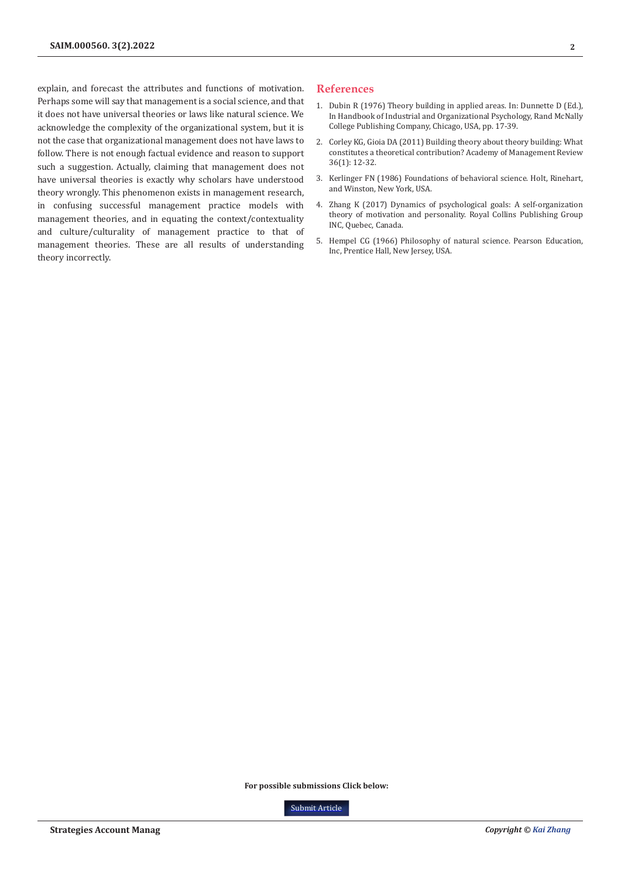explain, and forecast the attributes and functions of motivation. Perhaps some will say that management is a social science, and that it does not have universal theories or laws like natural science. We acknowledge the complexity of the organizational system, but it is not the case that organizational management does not have laws to follow. There is not enough factual evidence and reason to support such a suggestion. Actually, claiming that management does not have universal theories is exactly why scholars have understood theory wrongly. This phenomenon exists in management research, in confusing successful management practice models with management theories, and in equating the context/contextuality and culture/culturality of management practice to that of management theories. These are all results of understanding theory incorrectly.

## References

1. Dubin R (1976) Theory building in applied areas. In: Dunnette D (Ed.), In Handbook of Industrial and Organizational Psychology, Rand McNally College Publishing Company, Chicago, USA, pp. 17-39.
2. Corley KG, Gioia DA (2011) Building theory about theory building: What constitutes a theoretical contribution? Academy of Management Review 36(1): 12-32.
3. Kerlinger FN (1986) Foundations of behavioral science. Holt, Rinehart, and Winston, New York, USA.
4. Zhang K (2017) Dynamics of psychological goals: A self-organization theory of motivation and personality. Royal Collins Publishing Group INC, Quebec, Canada.
5. Hempel CG (1966) Philosophy of natural science. Pearson Education, Inc, Prentice Hall, New Jersey, USA.

**For possible submissions Click below:**

Submit Article